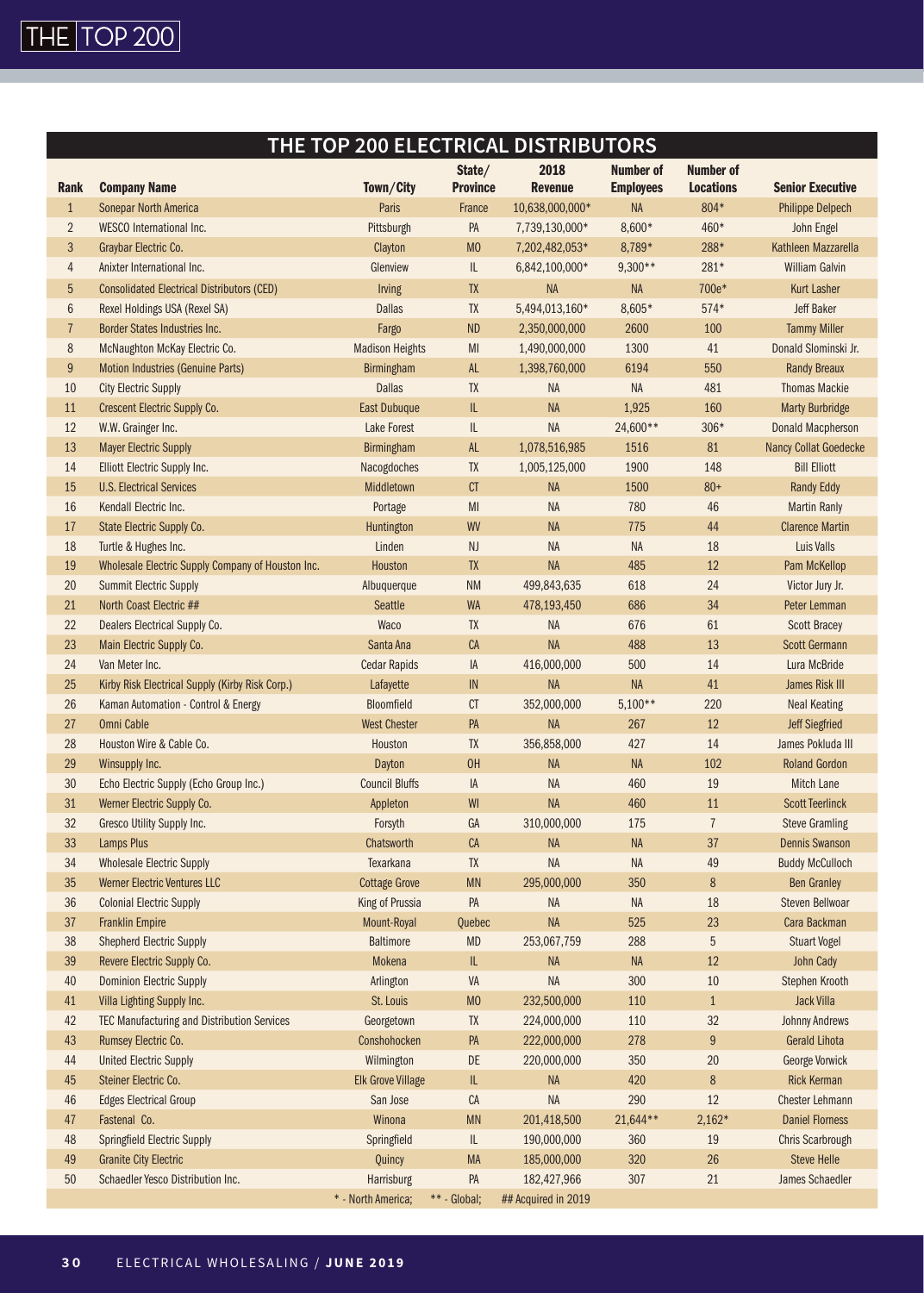# THE TOP 200 ELECTRICAL DISTRIBUTORS

| Rank | Company Name | Town/City | State/ Province | 2018 Revenue | Number of Employees | Number of Locations | Senior Executive |
|---|---|---|---|---|---|---|---|
| 1 | Sonepar North America | Paris | France | 10,638,000,000* | NA | 804* | Philippe Delpech |
| 2 | WESCO International Inc. | Pittsburgh | PA | 7,739,130,000* | 8,600* | 460* | John Engel |
| 3 | Graybar Electric Co. | Clayton | MO | 7,202,482,053* | 8,789* | 288* | Kathleen Mazzarella |
| 4 | Anixter International Inc. | Glenview | IL | 6,842,100,000* | 9,300** | 281* | William Galvin |
| 5 | Consolidated Electrical Distributors (CED) | Irving | TX | NA | NA | 700e* | Kurt Lasher |
| 6 | Rexel Holdings USA (Rexel SA) | Dallas | TX | 5,494,013,160* | 8,605* | 574* | Jeff Baker |
| 7 | Border States Industries Inc. | Fargo | ND | 2,350,000,000 | 2600 | 100 | Tammy Miller |
| 8 | McNaughton McKay Electric Co. | Madison Heights | MI | 1,490,000,000 | 1300 | 41 | Donald Slominski Jr. |
| 9 | Motion Industries (Genuine Parts) | Birmingham | AL | 1,398,760,000 | 6194 | 550 | Randy Breaux |
| 10 | City Electric Supply | Dallas | TX | NA | NA | 481 | Thomas Mackie |
| 11 | Crescent Electric Supply Co. | East Dubuque | IL | NA | 1,925 | 160 | Marty Burbridge |
| 12 | W.W. Grainger Inc. | Lake Forest | IL | NA | 24,600** | 306* | Donald Macpherson |
| 13 | Mayer Electric Supply | Birmingham | AL | 1,078,516,985 | 1516 | 81 | Nancy Collat Goedecke |
| 14 | Elliott Electric Supply Inc. | Nacogdoches | TX | 1,005,125,000 | 1900 | 148 | Bill Elliott |
| 15 | U.S. Electrical Services | Middletown | CT | NA | 1500 | 80+ | Randy Eddy |
| 16 | Kendall Electric Inc. | Portage | MI | NA | 780 | 46 | Martin Ranly |
| 17 | State Electric Supply Co. | Huntington | WV | NA | 775 | 44 | Clarence Martin |
| 18 | Turtle & Hughes Inc. | Linden | NJ | NA | NA | 18 | Luis Valls |
| 19 | Wholesale Electric Supply Company of Houston Inc. | Houston | TX | NA | 485 | 12 | Pam McKellop |
| 20 | Summit Electric Supply | Albuquerque | NM | 499,843,635 | 618 | 24 | Victor Jury Jr. |
| 21 | North Coast Electric ## | Seattle | WA | 478,193,450 | 686 | 34 | Peter Lemman |
| 22 | Dealers Electrical Supply Co. | Waco | TX | NA | 676 | 61 | Scott Bracey |
| 23 | Main Electric Supply Co. | Santa Ana | CA | NA | 488 | 13 | Scott Germann |
| 24 | Van Meter Inc. | Cedar Rapids | IA | 416,000,000 | 500 | 14 | Lura McBride |
| 25 | Kirby Risk Electrical Supply (Kirby Risk Corp.) | Lafayette | IN | NA | NA | 41 | James Risk III |
| 26 | Kaman Automation - Control & Energy | Bloomfield | CT | 352,000,000 | 5,100** | 220 | Neal Keating |
| 27 | Omni Cable | West Chester | PA | NA | 267 | 12 | Jeff Siegfried |
| 28 | Houston Wire & Cable Co. | Houston | TX | 356,858,000 | 427 | 14 | James Pokluda III |
| 29 | Winsupply Inc. | Dayton | OH | NA | NA | 102 | Roland Gordon |
| 30 | Echo Electric Supply (Echo Group Inc.) | Council Bluffs | IA | NA | 460 | 19 | Mitch Lane |
| 31 | Werner Electric Supply Co. | Appleton | WI | NA | 460 | 11 | Scott Teerlinck |
| 32 | Gresco Utility Supply Inc. | Forsyth | GA | 310,000,000 | 175 | 7 | Steve Gramling |
| 33 | Lamps Plus | Chatsworth | CA | NA | NA | 37 | Dennis Swanson |
| 34 | Wholesale Electric Supply | Texarkana | TX | NA | NA | 49 | Buddy McCulloch |
| 35 | Werner Electric Ventures LLC | Cottage Grove | MN | 295,000,000 | 350 | 8 | Ben Granley |
| 36 | Colonial Electric Supply | King of Prussia | PA | NA | NA | 18 | Steven Bellwoar |
| 37 | Franklin Empire | Mount-Royal | Quebec | NA | 525 | 23 | Cara Backman |
| 38 | Shepherd Electric Supply | Baltimore | MD | 253,067,759 | 288 | 5 | Stuart Vogel |
| 39 | Revere Electric Supply Co. | Mokena | IL | NA | NA | 12 | John Cady |
| 40 | Dominion Electric Supply | Arlington | VA | NA | 300 | 10 | Stephen Krooth |
| 41 | Villa Lighting Supply Inc. | St. Louis | MO | 232,500,000 | 110 | 1 | Jack Villa |
| 42 | TEC Manufacturing and Distribution Services | Georgetown | TX | 224,000,000 | 110 | 32 | Johnny Andrews |
| 43 | Rumsey Electric Co. | Conshohocken | PA | 222,000,000 | 278 | 9 | Gerald Lihota |
| 44 | United Electric Supply | Wilmington | DE | 220,000,000 | 350 | 20 | George Vorwick |
| 45 | Steiner Electric Co. | Elk Grove Village | IL | NA | 420 | 8 | Rick Kerman |
| 46 | Edges Electrical Group | San Jose | CA | NA | 290 | 12 | Chester Lehmann |
| 47 | Fastenal Co. | Winona | MN | 201,418,500 | 21,644** | 2,162* | Daniel Florness |
| 48 | Springfield Electric Supply | Springfield | IL | 190,000,000 | 360 | 19 | Chris Scarbrough |
| 49 | Granite City Electric | Quincy | MA | 185,000,000 | 320 | 26 | Steve Helle |
| 50 | Schaedler Yesco Distribution Inc. | Harrisburg | PA | 182,427,966 | 307 | 21 | James Schaedler |

\* - North America; ** - Global; ## Acquired in 2019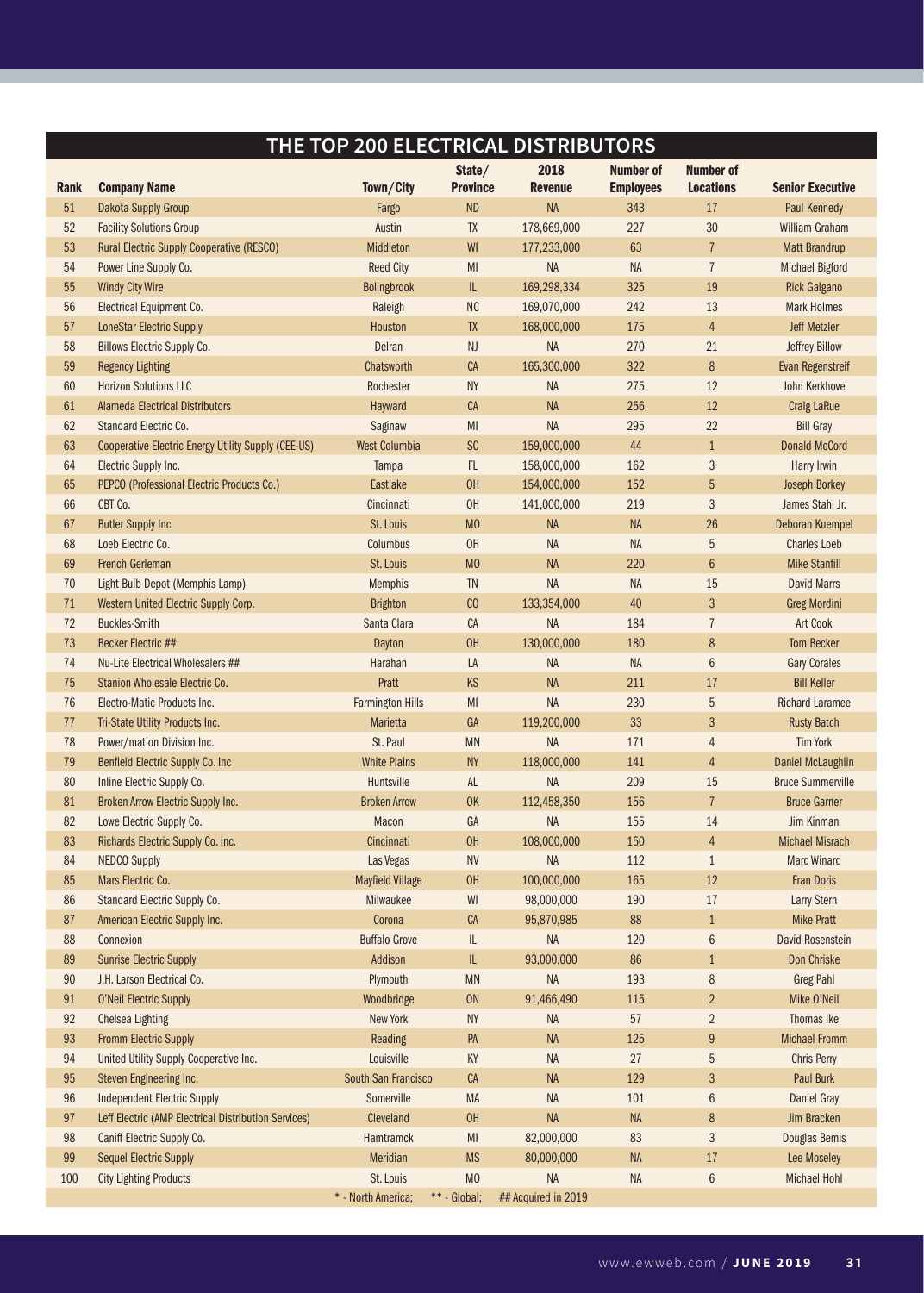## THE TOP 200 ELECTRICAL DISTRIBUTORS

| Rank | Company Name | Town/City | State/ Province | 2018 Revenue | Number of Employees | Number of Locations | Senior Executive |
|---|---|---|---|---|---|---|---|
| 51 | Dakota Supply Group | Fargo | ND | NA | 343 | 17 | Paul Kennedy |
| 52 | Facility Solutions Group | Austin | TX | 178,669,000 | 227 | 30 | William Graham |
| 53 | Rural Electric Supply Cooperative (RESCO) | Middleton | WI | 177,233,000 | 63 | 7 | Matt Brandrup |
| 54 | Power Line Supply Co. | Reed City | MI | NA | NA | 7 | Michael Bigford |
| 55 | Windy City Wire | Bolingbrook | IL | 169,298,334 | 325 | 19 | Rick Galgano |
| 56 | Electrical Equipment Co. | Raleigh | NC | 169,070,000 | 242 | 13 | Mark Holmes |
| 57 | LoneStar Electric Supply | Houston | TX | 168,000,000 | 175 | 4 | Jeff Metzler |
| 58 | Billows Electric Supply Co. | Delran | NJ | NA | 270 | 21 | Jeffrey Billow |
| 59 | Regency Lighting | Chatsworth | CA | 165,300,000 | 322 | 8 | Evan Regenstreif |
| 60 | Horizon Solutions LLC | Rochester | NY | NA | 275 | 12 | John Kerkhove |
| 61 | Alameda Electrical Distributors | Hayward | CA | NA | 256 | 12 | Craig LaRue |
| 62 | Standard Electric Co. | Saginaw | MI | NA | 295 | 22 | Bill Gray |
| 63 | Cooperative Electric Energy Utility Supply (CEE-US) | West Columbia | SC | 159,000,000 | 44 | 1 | Donald McCord |
| 64 | Electric Supply Inc. | Tampa | FL | 158,000,000 | 162 | 3 | Harry Irwin |
| 65 | PEPCO (Professional Electric Products Co.) | Eastlake | OH | 154,000,000 | 152 | 5 | Joseph Borkey |
| 66 | CBT Co. | Cincinnati | OH | 141,000,000 | 219 | 3 | James Stahl Jr. |
| 67 | Butler Supply Inc | St. Louis | MO | NA | NA | 26 | Deborah Kuempel |
| 68 | Loeb Electric Co. | Columbus | OH | NA | NA | 5 | Charles Loeb |
| 69 | French Gerleman | St. Louis | MO | NA | 220 | 6 | Mike Stanfill |
| 70 | Light Bulb Depot (Memphis Lamp) | Memphis | TN | NA | NA | 15 | David Marrs |
| 71 | Western United Electric Supply Corp. | Brighton | CO | 133,354,000 | 40 | 3 | Greg Mordini |
| 72 | Buckles-Smith | Santa Clara | CA | NA | 184 | 7 | Art Cook |
| 73 | Becker Electric ## | Dayton | OH | 130,000,000 | 180 | 8 | Tom Becker |
| 74 | Nu-Lite Electrical Wholesalers ## | Harahan | LA | NA | NA | 6 | Gary Corales |
| 75 | Stanion Wholesale Electric Co. | Pratt | KS | NA | 211 | 17 | Bill Keller |
| 76 | Electro-Matic Products Inc. | Farmington Hills | MI | NA | 230 | 5 | Richard Laramee |
| 77 | Tri-State Utility Products Inc. | Marietta | GA | 119,200,000 | 33 | 3 | Rusty Batch |
| 78 | Power/mation Division Inc. | St. Paul | MN | NA | 171 | 4 | Tim York |
| 79 | Benfield Electric Supply Co. Inc | White Plains | NY | 118,000,000 | 141 | 4 | Daniel McLaughlin |
| 80 | Inline Electric Supply Co. | Huntsville | AL | NA | 209 | 15 | Bruce Summerville |
| 81 | Broken Arrow Electric Supply Inc. | Broken Arrow | OK | 112,458,350 | 156 | 7 | Bruce Garner |
| 82 | Lowe Electric Supply Co. | Macon | GA | NA | 155 | 14 | Jim Kinman |
| 83 | Richards Electric Supply Co. Inc. | Cincinnati | OH | 108,000,000 | 150 | 4 | Michael Misrach |
| 84 | NEDCO Supply | Las Vegas | NV | NA | 112 | 1 | Marc Winard |
| 85 | Mars Electric Co. | Mayfield Village | OH | 100,000,000 | 165 | 12 | Fran Doris |
| 86 | Standard Electric Supply Co. | Milwaukee | WI | 98,000,000 | 190 | 17 | Larry Stern |
| 87 | American Electric Supply Inc. | Corona | CA | 95,870,985 | 88 | 1 | Mike Pratt |
| 88 | Connexion | Buffalo Grove | IL | NA | 120 | 6 | David Rosenstein |
| 89 | Sunrise Electric Supply | Addison | IL | 93,000,000 | 86 | 1 | Don Chriske |
| 90 | J.H. Larson Electrical Co. | Plymouth | MN | NA | 193 | 8 | Greg Pahl |
| 91 | O'Neil Electric Supply | Woodbridge | ON | 91,466,490 | 115 | 2 | Mike O'Neil |
| 92 | Chelsea Lighting | New York | NY | NA | 57 | 2 | Thomas Ike |
| 93 | Fromm Electric Supply | Reading | PA | NA | 125 | 9 | Michael Fromm |
| 94 | United Utility Supply Cooperative Inc. | Louisville | KY | NA | 27 | 5 | Chris Perry |
| 95 | Steven Engineering Inc. | South San Francisco | CA | NA | 129 | 3 | Paul Burk |
| 96 | Independent Electric Supply | Somerville | MA | NA | 101 | 6 | Daniel Gray |
| 97 | Leff Electric (AMP Electrical Distribution Services) | Cleveland | OH | NA | NA | 8 | Jim Bracken |
| 98 | Caniff Electric Supply Co. | Hamtramck | MI | 82,000,000 | 83 | 3 | Douglas Bemis |
| 99 | Sequel Electric Supply | Meridian | MS | 80,000,000 | NA | 17 | Lee Moseley |
| 100 | City Lighting Products | St. Louis | MO | NA | NA | 6 | Michael Hohl |

\* - North America; ** - Global; ## Acquired in 2019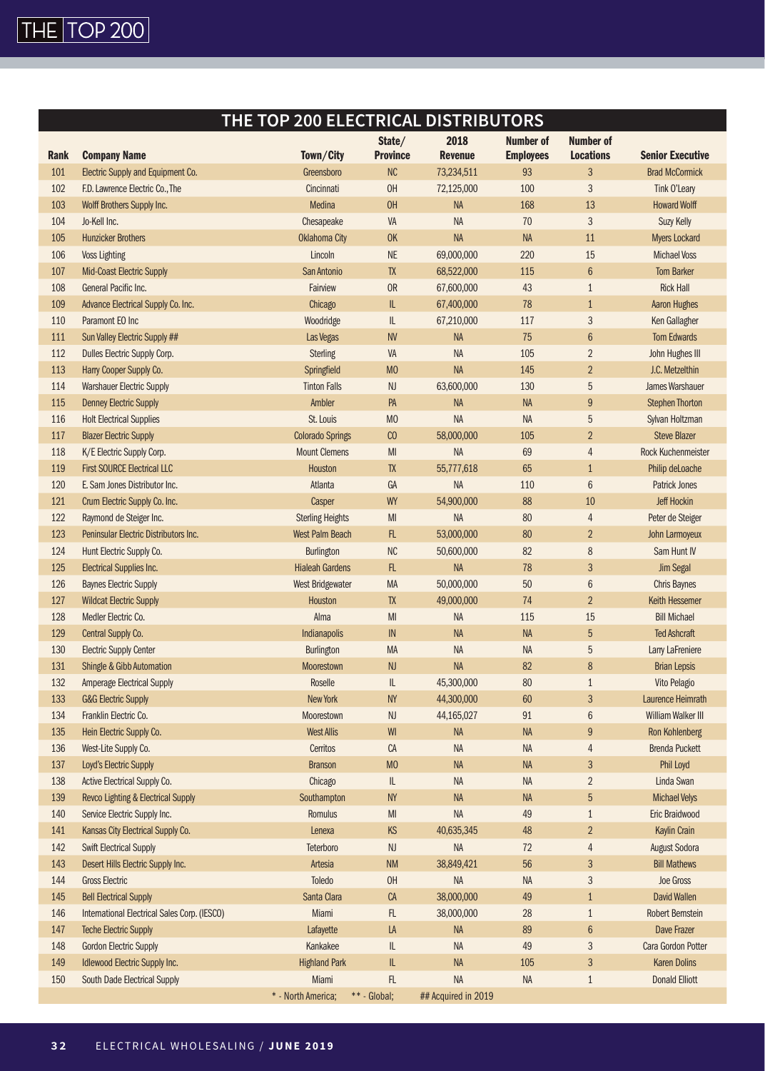## THE TOP 200 ELECTRICAL DISTRIBUTORS

| Rank | Company Name | Town/City | State/ Province | 2018 Revenue | Number of Employees | Number of Locations | Senior Executive |
|---|---|---|---|---|---|---|---|
| 101 | Electric Supply and Equipment Co. | Greensboro | NC | 73,234,511 | 93 | 3 | Brad McCormick |
| 102 | F.D. Lawrence Electric Co., The | Cincinnati | OH | 72,125,000 | 100 | 3 | Tink O'Leary |
| 103 | Wolff Brothers Supply Inc. | Medina | OH | NA | 168 | 13 | Howard Wolff |
| 104 | Jo-Kell Inc. | Chesapeake | VA | NA | 70 | 3 | Suzy Kelly |
| 105 | Hunzicker Brothers | Oklahoma City | OK | NA | NA | 11 | Myers Lockard |
| 106 | Voss Lighting | Lincoln | NE | 69,000,000 | 220 | 15 | Michael Voss |
| 107 | Mid-Coast Electric Supply | San Antonio | TX | 68,522,000 | 115 | 6 | Tom Barker |
| 108 | General Pacific Inc. | Fairview | OR | 67,600,000 | 43 | 1 | Rick Hall |
| 109 | Advance Electrical Supply Co. Inc. | Chicago | IL | 67,400,000 | 78 | 1 | Aaron Hughes |
| 110 | Paramont EO Inc | Woodridge | IL | 67,210,000 | 117 | 3 | Ken Gallagher |
| 111 | Sun Valley Electric Supply ## | Las Vegas | NV | NA | 75 | 6 | Tom Edwards |
| 112 | Dulles Electric Supply Corp. | Sterling | VA | NA | 105 | 2 | John Hughes III |
| 113 | Harry Cooper Supply Co. | Springfield | MO | NA | 145 | 2 | J.C. Metzelthin |
| 114 | Warshauer Electric Supply | Tinton Falls | NJ | 63,600,000 | 130 | 5 | James Warshauer |
| 115 | Denney Electric Supply | Ambler | PA | NA | NA | 9 | Stephen Thorton |
| 116 | Holt Electrical Supplies | St. Louis | MO | NA | NA | 5 | Sylvan Holtzman |
| 117 | Blazer Electric Supply | Colorado Springs | CO | 58,000,000 | 105 | 2 | Steve Blazer |
| 118 | K/E Electric Supply Corp. | Mount Clemens | MI | NA | 69 | 4 | Rock Kuchenmeister |
| 119 | First SOURCE Electrical LLC | Houston | TX | 55,777,618 | 65 | 1 | Philip deLoache |
| 120 | E. Sam Jones Distributor Inc. | Atlanta | GA | NA | 110 | 6 | Patrick Jones |
| 121 | Crum Electric Supply Co. Inc. | Casper | WY | 54,900,000 | 88 | 10 | Jeff Hockin |
| 122 | Raymond de Steiger Inc. | Sterling Heights | MI | NA | 80 | 4 | Peter de Steiger |
| 123 | Peninsular Electric Distributors Inc. | West Palm Beach | FL | 53,000,000 | 80 | 2 | John Larmoyeux |
| 124 | Hunt Electric Supply Co. | Burlington | NC | 50,600,000 | 82 | 8 | Sam Hunt IV |
| 125 | Electrical Supplies Inc. | Hialeah Gardens | FL | NA | 78 | 3 | Jim Segal |
| 126 | Baynes Electric Supply | West Bridgewater | MA | 50,000,000 | 50 | 6 | Chris Baynes |
| 127 | Wildcat Electric Supply | Houston | TX | 49,000,000 | 74 | 2 | Keith Hessemer |
| 128 | Medler Electric Co. | Alma | MI | NA | 115 | 15 | Bill Michael |
| 129 | Central Supply Co. | Indianapolis | IN | NA | NA | 5 | Ted Ashcraft |
| 130 | Electric Supply Center | Burlington | MA | NA | NA | 5 | Larry LaFreniere |
| 131 | Shingle & Gibb Automation | Moorestown | NJ | NA | 82 | 8 | Brian Lepsis |
| 132 | Amperage Electrical Supply | Roselle | IL | 45,300,000 | 80 | 1 | Vito Pelagio |
| 133 | G&G Electric Supply | New York | NY | 44,300,000 | 60 | 3 | Laurence Heimrath |
| 134 | Franklin Electric Co. | Moorestown | NJ | 44,165,027 | 91 | 6 | William Walker III |
| 135 | Hein Electric Supply Co. | West Allis | WI | NA | NA | 9 | Ron Kohlenberg |
| 136 | West-Lite Supply Co. | Cerritos | CA | NA | NA | 4 | Brenda Puckett |
| 137 | Loyd's Electric Supply | Branson | MO | NA | NA | 3 | Phil Loyd |
| 138 | Active Electrical Supply Co. | Chicago | IL | NA | NA | 2 | Linda Swan |
| 139 | Revco Lighting & Electrical Supply | Southampton | NY | NA | NA | 5 | Michael Velys |
| 140 | Service Electric Supply Inc. | Romulus | MI | NA | 49 | 1 | Eric Braidwood |
| 141 | Kansas City Electrical Supply Co. | Lenexa | KS | 40,635,345 | 48 | 2 | Kaylin Crain |
| 142 | Swift Electrical Supply | Teterboro | NJ | NA | 72 | 4 | August Sodora |
| 143 | Desert Hills Electric Supply Inc. | Artesia | NM | 38,849,421 | 56 | 3 | Bill Mathews |
| 144 | Gross Electric | Toledo | OH | NA | NA | 3 | Joe Gross |
| 145 | Bell Electrical Supply | Santa Clara | CA | 38,000,000 | 49 | 1 | David Wallen |
| 146 | International Electrical Sales Corp. (IESCO) | Miami | FL | 38,000,000 | 28 | 1 | Robert Bernstein |
| 147 | Teche Electric Supply | Lafayette | LA | NA | 89 | 6 | Dave Frazer |
| 148 | Gordon Electric Supply | Kankakee | IL | NA | 49 | 3 | Cara Gordon Potter |
| 149 | Idlewood Electric Supply Inc. | Highland Park | IL | NA | 105 | 3 | Karen Dolins |
| 150 | South Dade Electrical Supply | Miami | FL | NA | NA | 1 | Donald Elliott |

* - North America; ** - Global; ## Acquired in 2019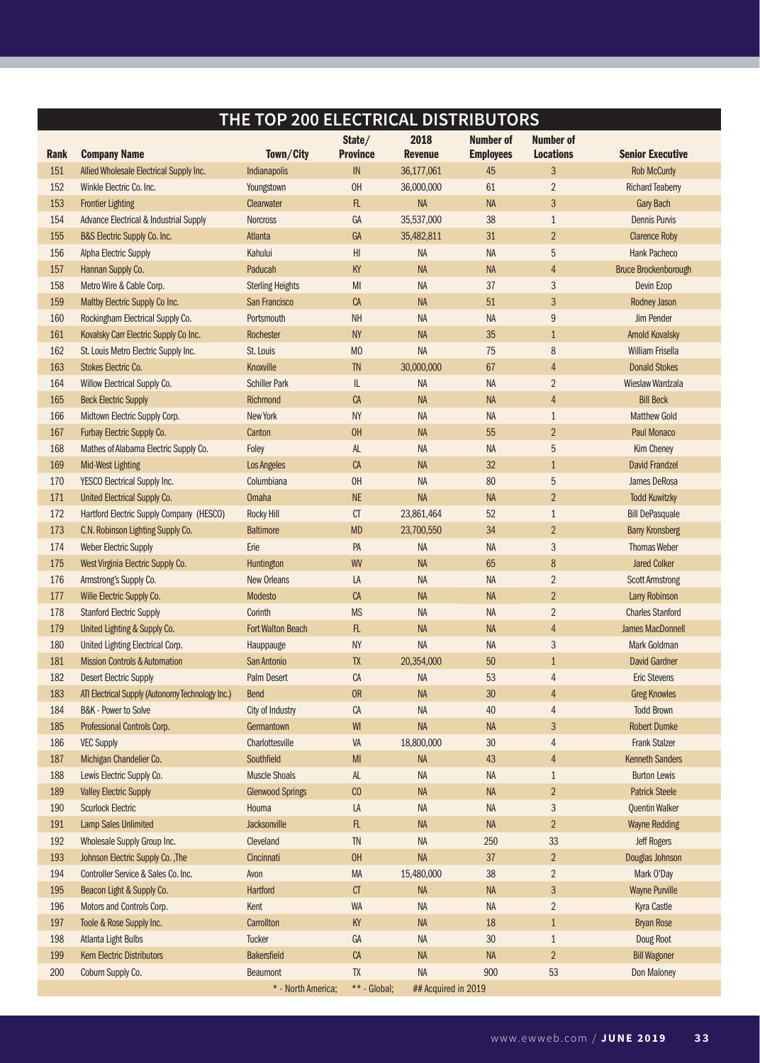## THE TOP 200 ELECTRICAL DISTRIBUTORS

| Rank | Company Name | Town/City | State/ Province | 2018 Revenue | Number of Employees | Number of Locations | Senior Executive |
|---|---|---|---|---|---|---|---|
| 151 | Allied Wholesale Electrical Supply Inc. | Indianapolis | IN | 36,177,061 | 45 | 3 | Rob McCurdy |
| 152 | Winkle Electric Co. Inc. | Youngstown | OH | 36,000,000 | 61 | 2 | Richard Teaberry |
| 153 | Frontier Lighting | Clearwater | FL | NA | NA | 3 | Gary Bach |
| 154 | Advance Electrical & Industrial Supply | Norcross | GA | 35,537,000 | 38 | 1 | Dennis Purvis |
| 155 | B&S Electric Supply Co. Inc. | Atlanta | GA | 35,482,811 | 31 | 2 | Clarence Roby |
| 156 | Alpha Electric Supply | Kahului | HI | NA | NA | 5 | Hank Pacheco |
| 157 | Hannan Supply Co. | Paducah | KY | NA | NA | 4 | Bruce Brockenborough |
| 158 | Metro Wire & Cable Corp. | Sterling Heights | MI | NA | 37 | 3 | Devin Ezop |
| 159 | Maltby Electric Supply Co Inc. | San Francisco | CA | NA | 51 | 3 | Rodney Jason |
| 160 | Rockingham Electrical Supply Co. | Portsmouth | NH | NA | NA | 9 | Jim Pender |
| 161 | Kovalsky Carr Electric Supply Co Inc. | Rochester | NY | NA | 35 | 1 | Arnold Kovalsky |
| 162 | St. Louis Metro Electric Supply Inc. | St. Louis | MO | NA | 75 | 8 | William Frisella |
| 163 | Stokes Electric Co. | Knoxville | TN | 30,000,000 | 67 | 4 | Donald Stokes |
| 164 | Willow Electrical Supply Co. | Schiller Park | IL | NA | NA | 2 | Wieslaw Wardzala |
| 165 | Beck Electric Supply | Richmond | CA | NA | NA | 4 | Bill Beck |
| 166 | Midtown Electric Supply Corp. | New York | NY | NA | NA | 1 | Matthew Gold |
| 167 | Furbay Electric Supply Co. | Canton | OH | NA | 55 | 2 | Paul Monaco |
| 168 | Mathes of Alabama Electric Supply Co. | Foley | AL | NA | NA | 5 | Kim Cheney |
| 169 | Mid-West Lighting | Los Angeles | CA | NA | 32 | 1 | David Frandzel |
| 170 | YESCO Electrical Supply Inc. | Columbiana | OH | NA | 80 | 5 | James DeRosa |
| 171 | United Electrical Supply Co. | Omaha | NE | NA | NA | 2 | Todd Kuwitzky |
| 172 | Hartford Electric Supply Company (HESCO) | Rocky Hill | CT | 23,861,464 | 52 | 1 | Bill DePasquale |
| 173 | C.N. Robinson Lighting Supply Co. | Baltimore | MD | 23,700,550 | 34 | 2 | Barry Kronsberg |
| 174 | Weber Electric Supply | Erie | PA | NA | NA | 3 | Thomas Weber |
| 175 | West Virginia Electric Supply Co. | Huntington | WV | NA | 65 | 8 | Jared Colker |
| 176 | Armstrong's Supply Co. | New Orleans | LA | NA | NA | 2 | Scott Armstrong |
| 177 | Wille Electric Supply Co. | Modesto | CA | NA | NA | 2 | Larry Robinson |
| 178 | Stanford Electric Supply | Corinth | MS | NA | NA | 2 | Charles Stanford |
| 179 | United Lighting & Supply Co. | Fort Walton Beach | FL | NA | NA | 4 | James MacDonnell |
| 180 | United Lighting Electrical Corp. | Hauppauge | NY | NA | NA | 3 | Mark Goldman |
| 181 | Mission Controls & Automation | San Antonio | TX | 20,354,000 | 50 | 1 | David Gardner |
| 182 | Desert Electric Supply | Palm Desert | CA | NA | 53 | 4 | Eric Stevens |
| 183 | ATI Electrical Supply (Autonomy Technology Inc.) | Bend | OR | NA | 30 | 4 | Greg Knowles |
| 184 | B&K - Power to Solve | City of Industry | CA | NA | 40 | 4 | Todd Brown |
| 185 | Professional Controls Corp. | Germantown | WI | NA | NA | 3 | Robert Dumke |
| 186 | VEC Supply | Charlottesville | VA | 18,800,000 | 30 | 4 | Frank Stalzer |
| 187 | Michigan Chandelier Co. | Southfield | MI | NA | 43 | 4 | Kenneth Sanders |
| 188 | Lewis Electric Supply Co. | Muscle Shoals | AL | NA | NA | 1 | Burton Lewis |
| 189 | Valley Electric Supply | Glenwood Springs | CO | NA | NA | 2 | Patrick Steele |
| 190 | Scurlock Electric | Houma | LA | NA | NA | 3 | Quentin Walker |
| 191 | Lamp Sales Unlimited | Jacksonville | FL | NA | NA | 2 | Wayne Redding |
| 192 | Wholesale Supply Group Inc. | Cleveland | TN | NA | 250 | 33 | Jeff Rogers |
| 193 | Johnson Electric Supply Co. ,The | Cincinnati | OH | NA | 37 | 2 | Douglas Johnson |
| 194 | Controller Service & Sales Co. Inc. | Avon | MA | 15,480,000 | 38 | 2 | Mark O'Day |
| 195 | Beacon Light & Supply Co. | Hartford | CT | NA | NA | 3 | Wayne Punville |
| 196 | Motors and Controls Corp. | Kent | WA | NA | NA | 2 | Kyra Castle |
| 197 | Toole & Rose Supply Inc. | Carrollton | KY | NA | 18 | 1 | Bryan Rose |
| 198 | Atlanta Light Bulbs | Tucker | GA | NA | 30 | 1 | Doug Root |
| 199 | Kern Electric Distributors | Bakersfield | CA | NA | NA | 2 | Bill Wagoner |
| 200 | Coburn Supply Co. | Beaumont | TX | NA | 900 | 53 | Don Maloney |

* - North America; ** - Global; ## Acquired in 2019